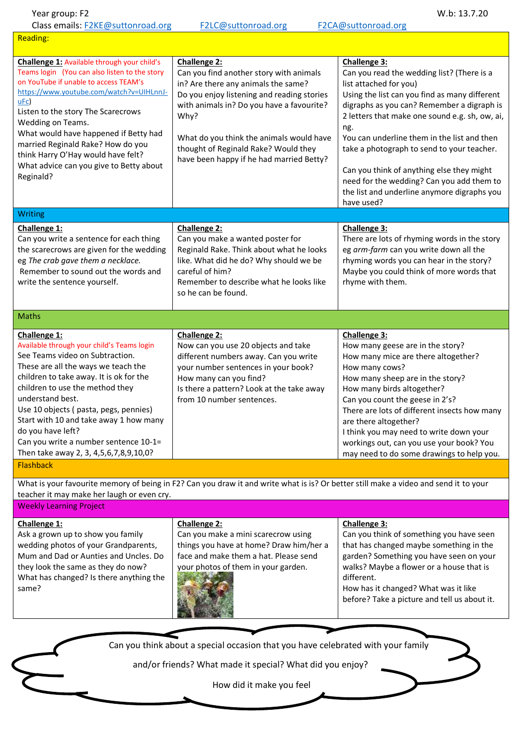Year group: F2 W.b: 13.7.20

Class emails: F2KE@suttonroad.org F2LC@suttonroad.org F2CA@suttonroad.org

## Reading:

| Challenge 1: | Challenge 2: | Challenge 3: |
|---|---|---|
| Available through your child's Teams login (You can also listen to the story on YouTube if unable to access TEAM's https://www.youtube.com/watch?v=UIHLnnJ-uFc) Listen to the story The Scarecrows Wedding on Teams. What would have happened if Betty had married Reginald Rake? How do you think Harry O'Hay would have felt? What advice can you give to Betty about Reginald? | Can you find another story with animals in? Are there any animals the same? Do you enjoy listening and reading stories with animals in? Do you have a favourite? Why? What do you think the animals would have thought of Reginald Rake? Would they have been happy if he had married Betty? | Can you read the wedding list? (There is a list attached for you) Using the list can you find as many different digraphs as you can? Remember a digraph is 2 letters that make one sound e.g. sh, ow, ai, ng. You can underline them in the list and then take a photograph to send to your teacher. Can you think of anything else they might need for the wedding? Can you add them to the list and underline anymore digraphs you have used? |

## Writing

| Challenge 1: | Challenge 2: | Challenge 3: |
|---|---|---|
| Can you write a sentence for each thing the scarecrows are given for the wedding eg *The crab gave them a necklace.* Remember to sound out the words and write the sentence yourself. | Can you make a wanted poster for Reginald Rake. Think about what he looks like. What did he do? Why should we be careful of him? Remember to describe what he looks like so he can be found. | There are lots of rhyming words in the story eg *arm-farm* can you write down all the rhyming words you can hear in the story? Maybe you could think of more words that rhyme with them. |

## Maths

| Challenge 1: | Challenge 2: | Challenge 3: |
|---|---|---|
| Available through your child's Teams login See Teams video on Subtraction. These are all the ways we teach the children to take away. It is ok for the children to use the method they understand best. Use 10 objects ( pasta, pegs, pennies) Start with 10 and take away 1 how many do you have left? Can you write a number sentence 10-1= Then take away 2, 3, 4,5,6,7,8,9,10,0? | Now can you use 20 objects and take different numbers away. Can you write your number sentences in your book? How many can you find? Is there a pattern? Look at the take away from 10 number sentences. | How many geese are in the story? How many mice are there altogether? How many cows? How many sheep are in the story? How many birds altogether? Can you count the geese in 2's? There are lots of different insects how many are there altogether? I think you may need to write down your workings out, can you use your book? You may need to do some drawings to help you. |

## Flashback

What is your favourite memory of being in F2? Can you draw it and write what is it? Or better still make a video and send it to your teacher it may make her laugh or even cry.

## Weekly Learning Project

| Challenge 1: | Challenge 2: | Challenge 3: |
|---|---|---|
| Ask a grown up to show you family wedding photos of your Grandparents, Mum and Dad or Aunties and Uncles. Do they look the same as they do now? What has changed? Is there anything the same? | Can you make a mini scarecrow using things you have at home? Draw him/her a face and make them a hat. Please send your photos of them in your garden. | Can you think of something you have seen that has changed maybe something in the garden? Something you have seen on your walks? Maybe a flower or a house that is different. How has it changed? What was it like before? Take a picture and tell us about it. |

Can you think about a special occasion that you have celebrated with your family and/or friends? What made it special? What did you enjoy? How did it make you feel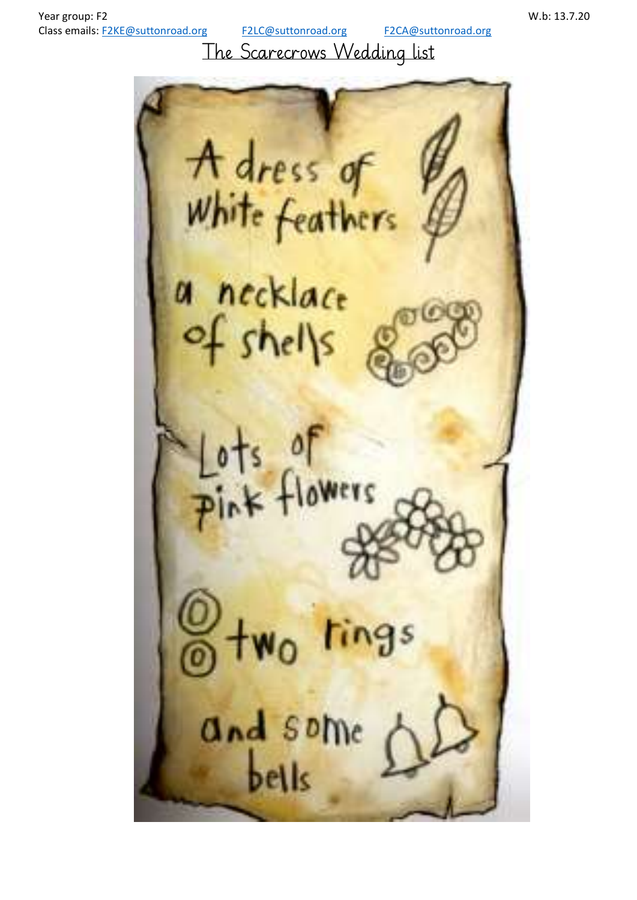# The Scarecrows Wedding list

A dress of white feathers

a necklace of shells

Lots of pink flowers

two rings

and some bells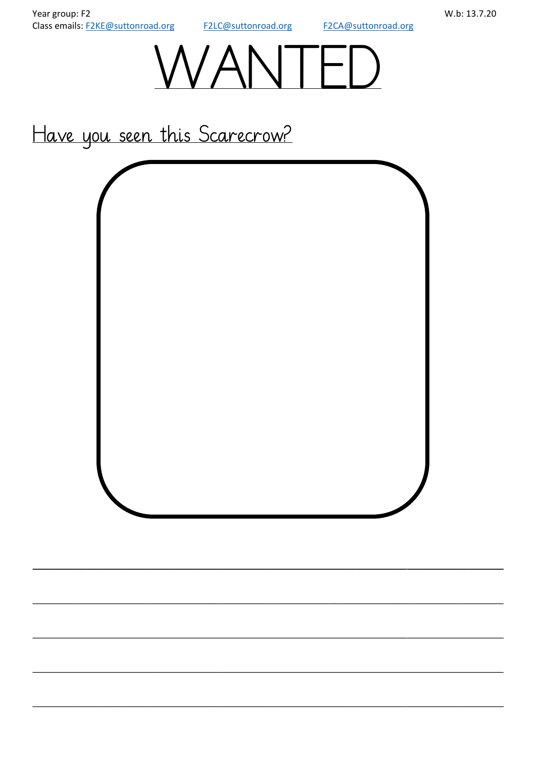Year group: F2
Class emails: F2KE@suttonroad.org F2LC@suttonroad.org F2CA@suttonroad.org

W.b: 13.7.20

# WANTED

## Have you seen this Scarecrow?

\_\_\_\_\_\_\_\_\_\_\_\_\_\_\_\_\_\_\_\_\_\_\_\_\_\_\_\_\_\_\_\_\_\_\_\_\_\_\_\_\_\_\_\_\_\_\_\_\_\_\_\_\_\_\_\_\_\_\_\_

\_\_\_\_\_\_\_\_\_\_\_\_\_\_\_\_\_\_\_\_\_\_\_\_\_\_\_\_\_\_\_\_\_\_\_\_\_\_\_\_\_\_\_\_\_\_\_\_\_\_\_\_\_\_\_\_\_\_\_\_

\_\_\_\_\_\_\_\_\_\_\_\_\_\_\_\_\_\_\_\_\_\_\_\_\_\_\_\_\_\_\_\_\_\_\_\_\_\_\_\_\_\_\_\_\_\_\_\_\_\_\_\_\_\_\_\_\_\_\_\_

\_\_\_\_\_\_\_\_\_\_\_\_\_\_\_\_\_\_\_\_\_\_\_\_\_\_\_\_\_\_\_\_\_\_\_\_\_\_\_\_\_\_\_\_\_\_\_\_\_\_\_\_\_\_\_\_\_\_\_\_

\_\_\_\_\_\_\_\_\_\_\_\_\_\_\_\_\_\_\_\_\_\_\_\_\_\_\_\_\_\_\_\_\_\_\_\_\_\_\_\_\_\_\_\_\_\_\_\_\_\_\_\_\_\_\_\_\_\_\_\_